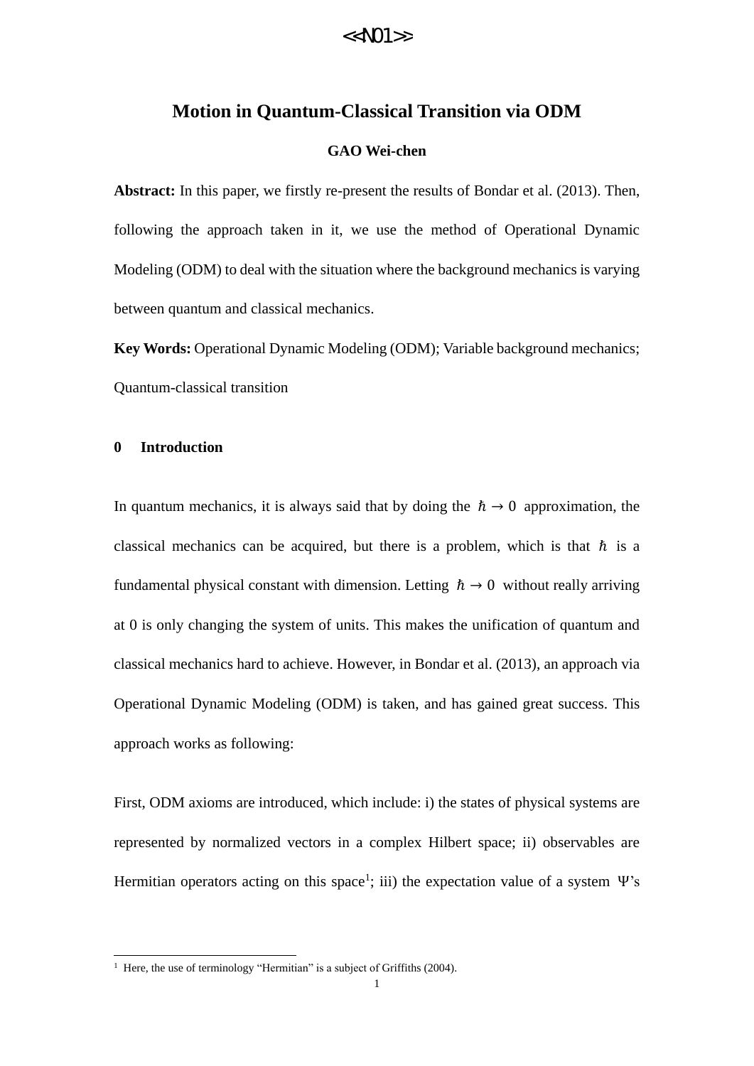# Motion in Quantum-Classical Transition via ODM

**GAO Wei-chen**

**Abstract:** In this paper, we firstly re-present the results of Bondar et al. (2013). Then, following the approach taken in it, we use the method of Operational Dynamic Modeling (ODM) to deal with the situation where the background mechanics is varying between quantum and classical mechanics.

**Key Words:** Operational Dynamic Modeling (ODM); Variable background mechanics; Quantum-classical transition

## 0 Introduction

In quantum mechanics, it is always said that by doing the $\hbar \to 0$ approximation, the classical mechanics can be acquired, but there is a problem, which is that $\hbar$ is a fundamental physical constant with dimension. Letting $\hbar \to 0$ without really arriving at 0 is only changing the system of units. This makes the unification of quantum and classical mechanics hard to achieve. However, in Bondar et al. (2013), an approach via Operational Dynamic Modeling (ODM) is taken, and has gained great success. This approach works as following:

First, ODM axioms are introduced, which include: i) the states of physical systems are represented by normalized vectors in a complex Hilbert space; ii) observables are Hermitian operators acting on this space[1]; iii) the expectation value of a system $\Psi$'s

[1] Here, the use of terminology "Hermitian" is a subject of Griffiths (2004).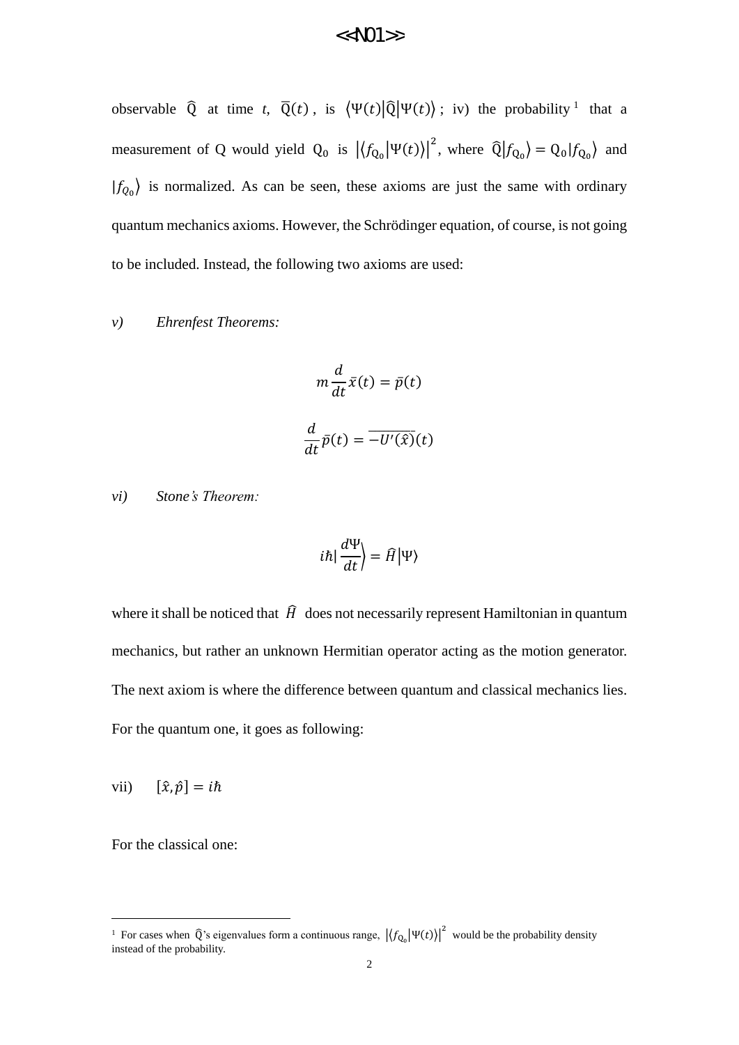observable $\hat{Q}$ at time $t$, $\bar{Q}(t)$, is $\langle\Psi(t)|\hat{Q}|\Psi(t)\rangle$; iv) the probability[1] that a measurement of Q would yield $Q_0$ is $|\langle f_{Q_0}|\Psi(t)\rangle|^2$, where $\hat{Q}|f_{Q_0}\rangle = Q_0|f_{Q_0}\rangle$ and $|f_{Q_0}\rangle$ is normalized. As can be seen, these axioms are just the same with ordinary quantum mechanics axioms. However, the Schrödinger equation, of course, is not going to be included. Instead, the following two axioms are used:

*v) Ehrenfest Theorems:*

$$m\frac{d}{dt}\bar{x}(t) = \bar{p}(t)$$

$$\frac{d}{dt}\bar{p}(t) = \overline{-U'(\hat{x})}(t)$$

*vi) Stone's Theorem:*

$$i\hbar\left|\frac{d\Psi}{dt}\right\rangle = \hat{H}|\Psi\rangle$$

where it shall be noticed that $\hat{H}$ does not necessarily represent Hamiltonian in quantum mechanics, but rather an unknown Hermitian operator acting as the motion generator. The next axiom is where the difference between quantum and classical mechanics lies. For the quantum one, it goes as following:

vii) $[\hat{x}, \hat{p}] = i\hbar$

For the classical one:

---

[1] For cases when $\hat{Q}$'s eigenvalues form a continuous range, $|\langle f_{Q_0}|\Psi(t)\rangle|^2$ would be the probability density instead of the probability.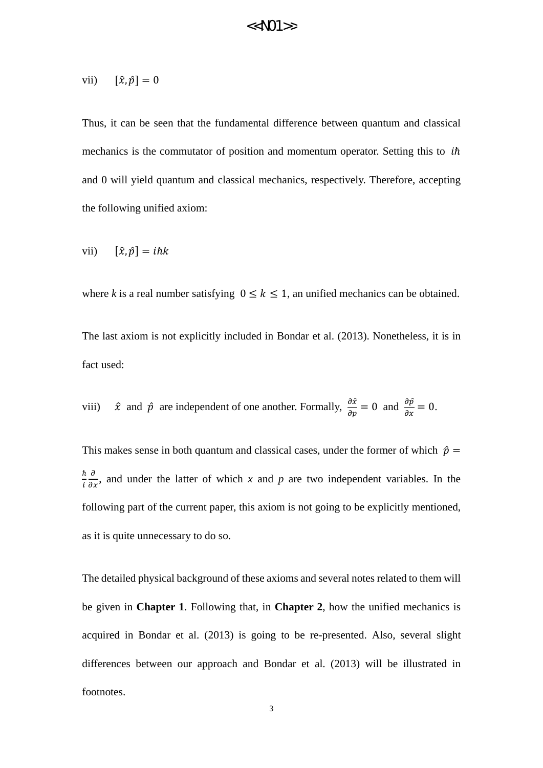vii) $[\hat{x}, \hat{p}] = 0$

Thus, it can be seen that the fundamental difference between quantum and classical mechanics is the commutator of position and momentum operator. Setting this to $i\hbar$ and 0 will yield quantum and classical mechanics, respectively. Therefore, accepting the following unified axiom:

vii) $[\hat{x}, \hat{p}] = i\hbar k$

where *k* is a real number satisfying $0 \leq k \leq 1$, an unified mechanics can be obtained.

The last axiom is not explicitly included in Bondar et al. (2013). Nonetheless, it is in fact used:

viii) $\hat{x}$ and $\hat{p}$ are independent of one another. Formally, $\frac{\partial \hat{x}}{\partial p} = 0$ and $\frac{\partial \hat{p}}{\partial x} = 0$.

This makes sense in both quantum and classical cases, under the former of which $\hat{p} = \frac{\hbar}{i}\frac{\partial}{\partial x}$, and under the latter of which *x* and *p* are two independent variables. In the following part of the current paper, this axiom is not going to be explicitly mentioned, as it is quite unnecessary to do so.

The detailed physical background of these axioms and several notes related to them will be given in **Chapter 1**. Following that, in **Chapter 2**, how the unified mechanics is acquired in Bondar et al. (2013) is going to be re-presented. Also, several slight differences between our approach and Bondar et al. (2013) will be illustrated in footnotes.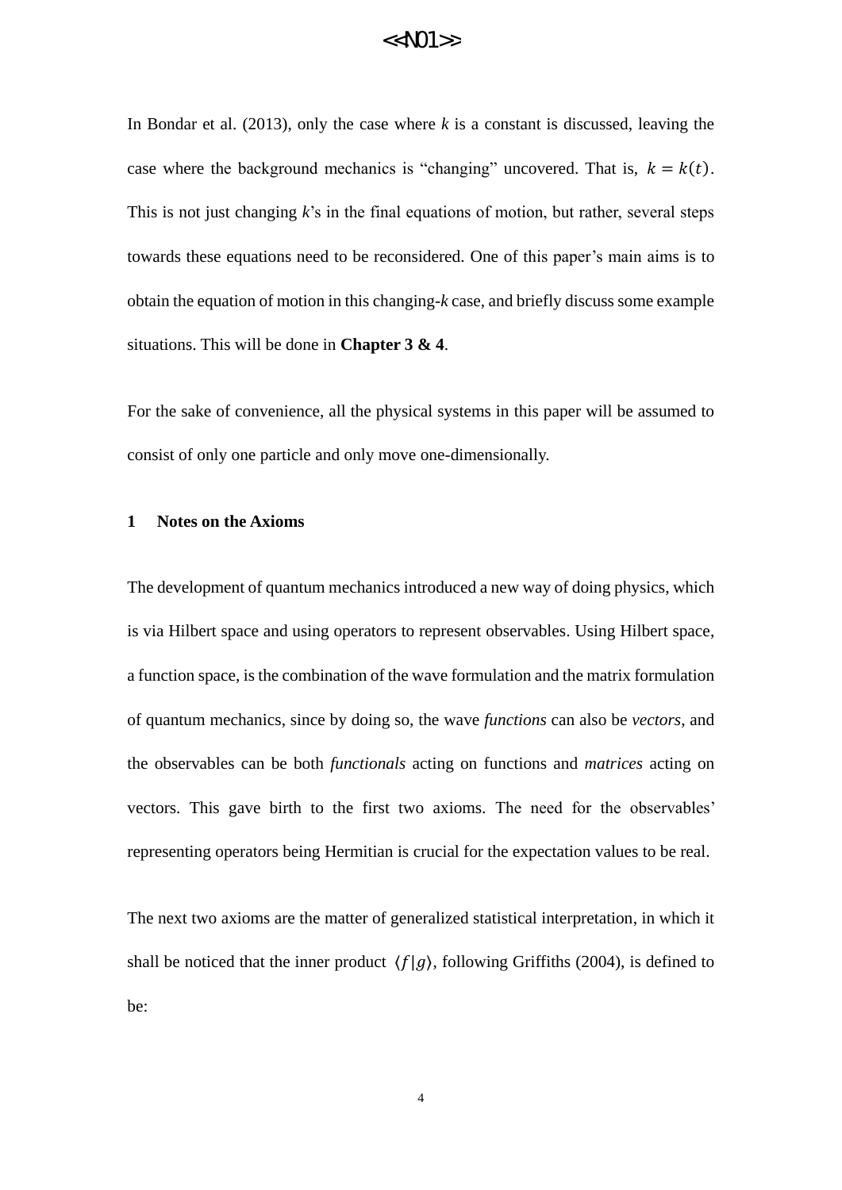In Bondar et al. (2013), only the case where $k$ is a constant is discussed, leaving the case where the background mechanics is "changing" uncovered. That is, $k = k(t)$. This is not just changing $k$'s in the final equations of motion, but rather, several steps towards these equations need to be reconsidered. One of this paper's main aims is to obtain the equation of motion in this changing-$k$ case, and briefly discuss some example situations. This will be done in **Chapter 3 & 4**.

For the sake of convenience, all the physical systems in this paper will be assumed to consist of only one particle and only move one-dimensionally.

## 1 Notes on the Axioms

The development of quantum mechanics introduced a new way of doing physics, which is via Hilbert space and using operators to represent observables. Using Hilbert space, a function space, is the combination of the wave formulation and the matrix formulation of quantum mechanics, since by doing so, the wave *functions* can also be *vectors*, and the observables can be both *functionals* acting on functions and *matrices* acting on vectors. This gave birth to the first two axioms. The need for the observables' representing operators being Hermitian is crucial for the expectation values to be real.

The next two axioms are the matter of generalized statistical interpretation, in which it shall be noticed that the inner product $\langle f|g\rangle$, following Griffiths (2004), is defined to be: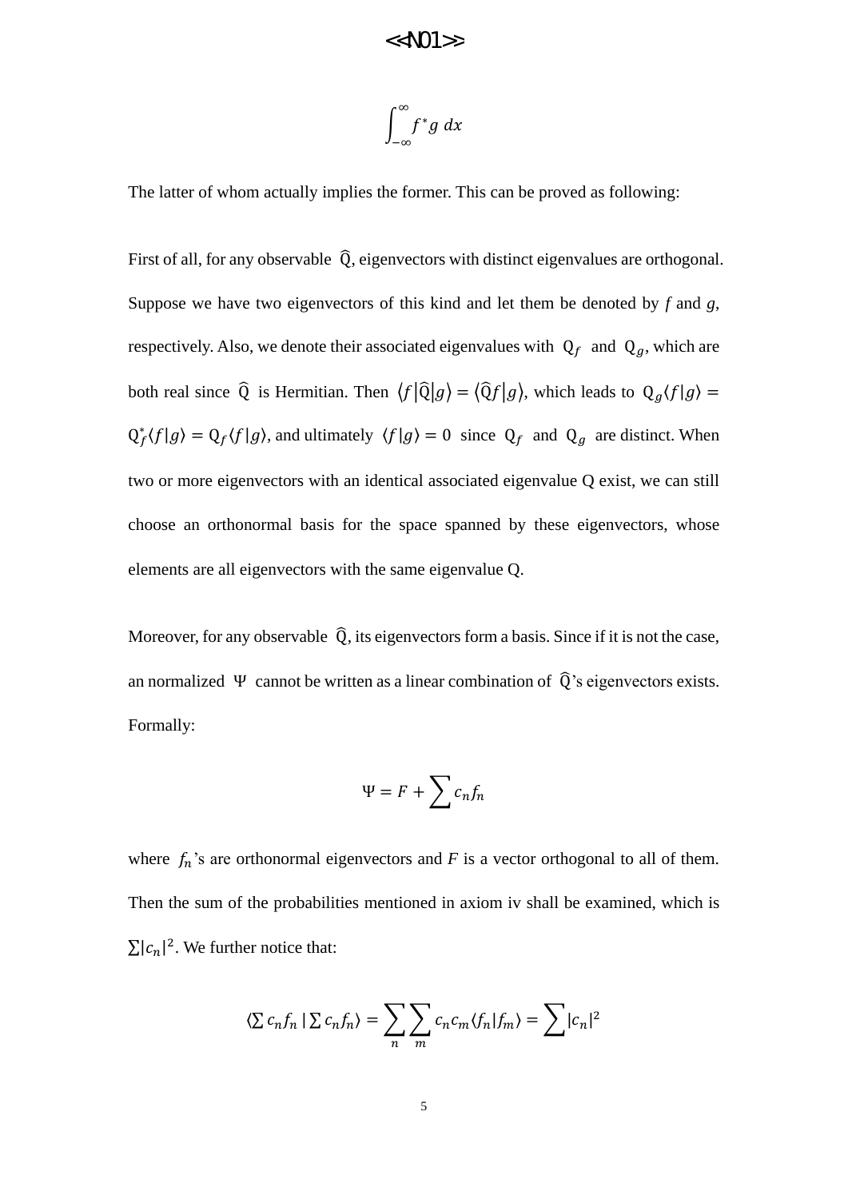$$\int_{-\infty}^{\infty} f^* g \, dx$$

The latter of whom actually implies the former. This can be proved as following:

First of all, for any observable $\hat{Q}$, eigenvectors with distinct eigenvalues are orthogonal. Suppose we have two eigenvectors of this kind and let them be denoted by *f* and *g*, respectively. Also, we denote their associated eigenvalues with $Q_f$ and $Q_g$, which are both real since $\hat{Q}$ is Hermitian. Then $\langle f|\hat{Q}|g\rangle = \langle \hat{Q}f|g\rangle$, which leads to $Q_g\langle f|g\rangle = Q_f^*\langle f|g\rangle = Q_f\langle f|g\rangle$, and ultimately $\langle f|g\rangle = 0$ since $Q_f$ and $Q_g$ are distinct. When two or more eigenvectors with an identical associated eigenvalue Q exist, we can still choose an orthonormal basis for the space spanned by these eigenvectors, whose elements are all eigenvectors with the same eigenvalue Q.

Moreover, for any observable $\hat{Q}$, its eigenvectors form a basis. Since if it is not the case, an normalized $\Psi$ cannot be written as a linear combination of $\hat{Q}$'s eigenvectors exists. Formally:

$$\Psi = F + \sum c_n f_n$$

where $f_n$'s are orthonormal eigenvectors and *F* is a vector orthogonal to all of them. Then the sum of the probabilities mentioned in axiom iv shall be examined, which is $\sum |c_n|^2$. We further notice that:

$$\langle \sum c_n f_n \mid \sum c_n f_n \rangle = \sum_n \sum_m c_n c_m \langle f_n | f_m \rangle = \sum |c_n|^2$$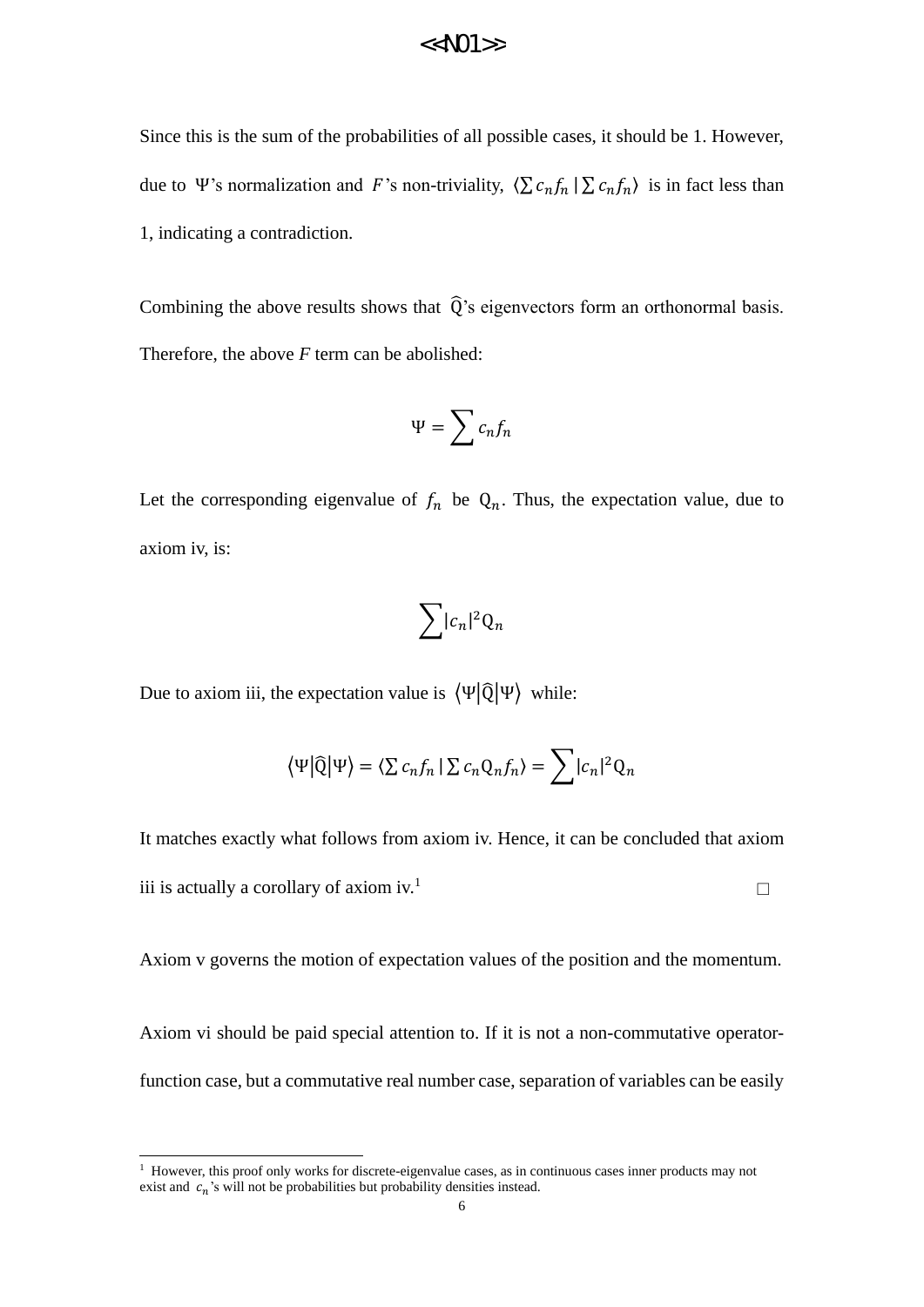Since this is the sum of the probabilities of all possible cases, it should be 1. However, due to $\Psi$'s normalization and $F$'s non-triviality, $\langle \sum c_n f_n \mid \sum c_n f_n \rangle$ is in fact less than 1, indicating a contradiction.

Combining the above results shows that $\widehat{\mathrm{Q}}$'s eigenvectors form an orthonormal basis. Therefore, the above *F* term can be abolished:

$$\Psi = \sum c_n f_n$$

Let the corresponding eigenvalue of $f_n$ be $\mathrm{Q}_n$. Thus, the expectation value, due to axiom iv, is:

$$\sum |c_n|^2 \mathrm{Q}_n$$

Due to axiom iii, the expectation value is $\langle \Psi | \widehat{\mathrm{Q}} | \Psi \rangle$ while:

$$\langle \Psi | \widehat{\mathrm{Q}} | \Psi \rangle = \langle \sum c_n f_n \mid \sum c_n \mathrm{Q}_n f_n \rangle = \sum |c_n|^2 \mathrm{Q}_n$$

It matches exactly what follows from axiom iv. Hence, it can be concluded that axiom iii is actually a corollary of axiom iv.[1] □

Axiom v governs the motion of expectation values of the position and the momentum.

Axiom vi should be paid special attention to. If it is not a non-commutative operator-function case, but a commutative real number case, separation of variables can be easily

---

[1] However, this proof only works for discrete-eigenvalue cases, as in continuous cases inner products may not exist and $c_n$'s will not be probabilities but probability densities instead.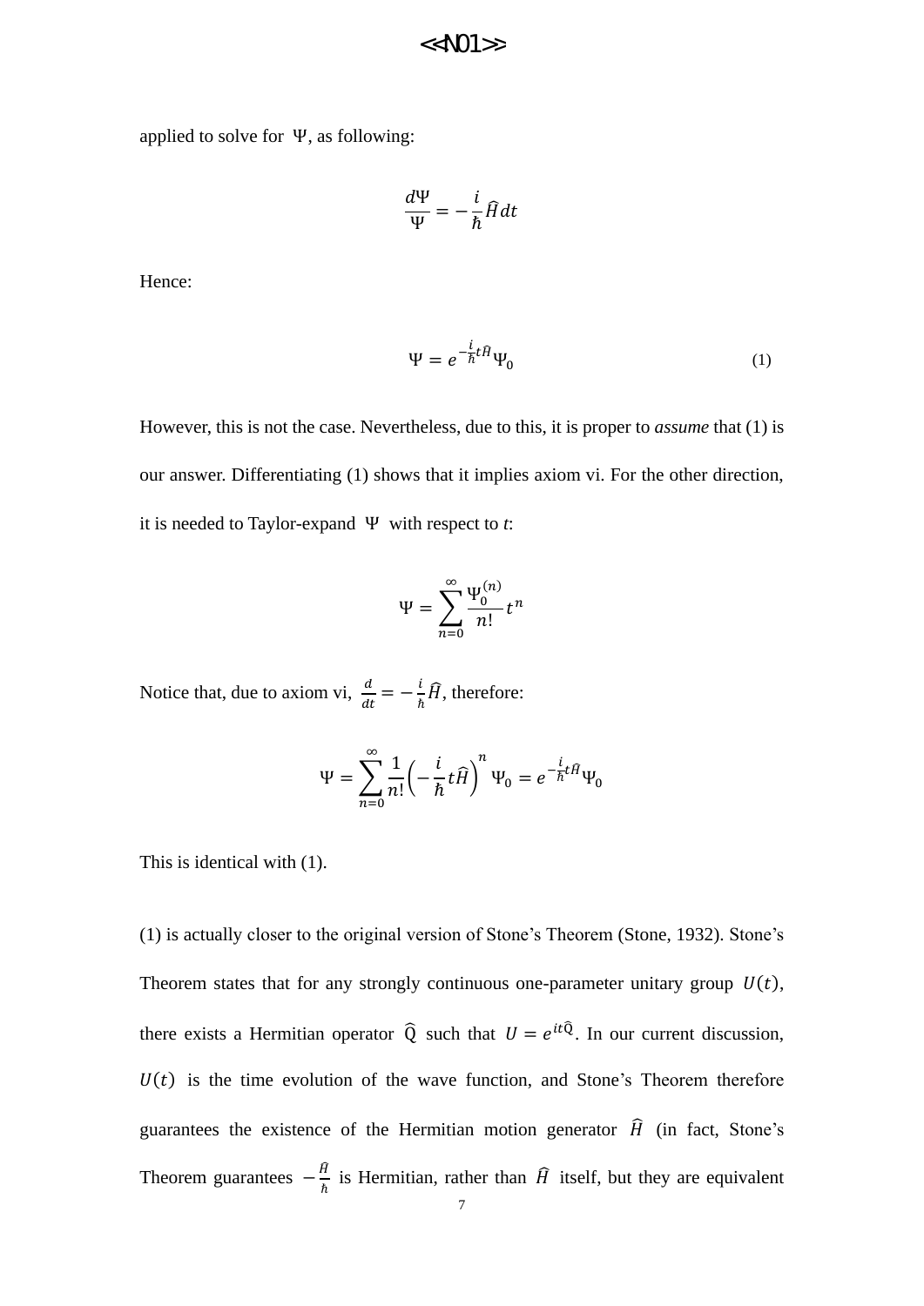applied to solve for $\Psi$, as following:

$$\frac{d\Psi}{\Psi} = -\frac{i}{\hbar}\widehat{H}dt$$

Hence:

$$\Psi = e^{-\frac{i}{\hbar}t\widehat{H}}\Psi_0 \tag{1}$$

However, this is not the case. Nevertheless, due to this, it is proper to *assume* that (1) is our answer. Differentiating (1) shows that it implies axiom vi. For the other direction, it is needed to Taylor-expand $\Psi$ with respect to *t*:

$$\Psi = \sum_{n=0}^{\infty} \frac{\Psi_0^{(n)}}{n!} t^n$$

Notice that, due to axiom vi, $\frac{d}{dt} = -\frac{i}{\hbar}\widehat{H}$, therefore:

$$\Psi = \sum_{n=0}^{\infty} \frac{1}{n!}\left(-\frac{i}{\hbar}t\widehat{H}\right)^n \Psi_0 = e^{-\frac{i}{\hbar}t\widehat{H}}\Psi_0$$

This is identical with (1).

(1) is actually closer to the original version of Stone's Theorem (Stone, 1932). Stone's Theorem states that for any strongly continuous one-parameter unitary group $U(t)$, there exists a Hermitian operator $\widehat{\mathrm{Q}}$ such that $U = e^{it\widehat{\mathrm{Q}}}$. In our current discussion, $U(t)$ is the time evolution of the wave function, and Stone's Theorem therefore guarantees the existence of the Hermitian motion generator $\widehat{H}$ (in fact, Stone's Theorem guarantees $-\frac{\widehat{H}}{\hbar}$ is Hermitian, rather than $\widehat{H}$ itself, but they are equivalent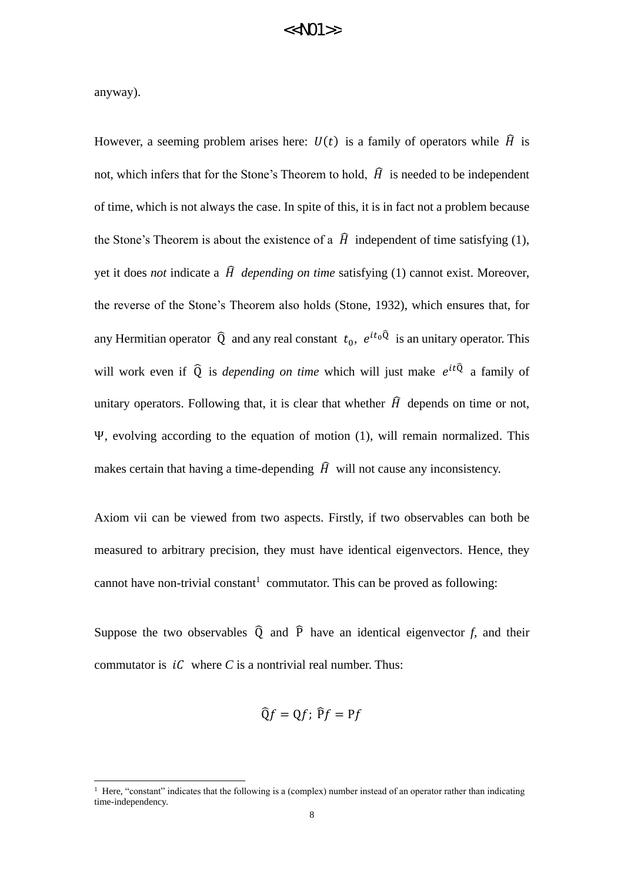anyway).

However, a seeming problem arises here: $U(t)$ is a family of operators while $\widehat{H}$ is not, which infers that for the Stone's Theorem to hold, $\widehat{H}$ is needed to be independent of time, which is not always the case. In spite of this, it is in fact not a problem because the Stone's Theorem is about the existence of a $\widehat{H}$ independent of time satisfying (1), yet it does *not* indicate a $\widehat{H}$ *depending on time* satisfying (1) cannot exist. Moreover, the reverse of the Stone's Theorem also holds (Stone, 1932), which ensures that, for any Hermitian operator $\widehat{\mathrm{Q}}$ and any real constant $t_0$, $e^{it_0\widehat{\mathrm{Q}}}$ is an unitary operator. This will work even if $\widehat{\mathrm{Q}}$ is *depending on time* which will just make $e^{it\widehat{\mathrm{Q}}}$ a family of unitary operators. Following that, it is clear that whether $\widehat{H}$ depends on time or not, $\Psi$, evolving according to the equation of motion (1), will remain normalized. This makes certain that having a time-depending $\widehat{H}$ will not cause any inconsistency.

Axiom vii can be viewed from two aspects. Firstly, if two observables can both be measured to arbitrary precision, they must have identical eigenvectors. Hence, they cannot have non-trivial constant[1] commutator. This can be proved as following:

Suppose the two observables $\widehat{\mathrm{Q}}$ and $\widehat{\mathrm{P}}$ have an identical eigenvector *f*, and their commutator is $iC$ where *C* is a nontrivial real number. Thus:

$$\widehat{\mathrm{Q}}f = \mathrm{Q}f;\ \widehat{\mathrm{P}}f = \mathrm{P}f$$

[1] Here, "constant" indicates that the following is a (complex) number instead of an operator rather than indicating time-independency.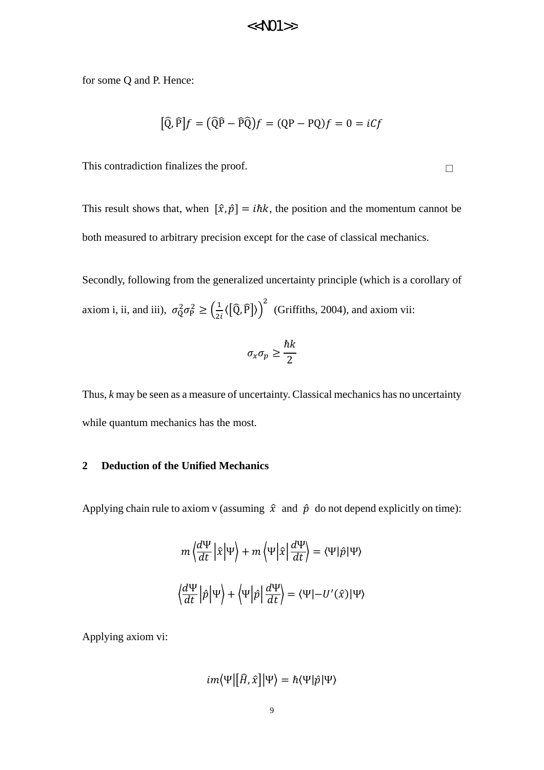for some Q and P. Hence:

$$[\widehat{\mathrm{Q}},\widehat{\mathrm{P}}]f=(\widehat{\mathrm{Q}}\widehat{\mathrm{P}}-\widehat{\mathrm{P}}\widehat{\mathrm{Q}})f=(\mathrm{QP}-\mathrm{PQ})f=0=iCf$$

This contradiction finalizes the proof. □

This result shows that, when $[\hat{x},\hat{p}]=i\hbar k$, the position and the momentum cannot be both measured to arbitrary precision except for the case of classical mechanics.

Secondly, following from the generalized uncertainty principle (which is a corollary of axiom i, ii, and iii), $\sigma_{\mathrm{Q}}^2\sigma_{\mathrm{P}}^2\geq\left(\frac{1}{2i}\langle[\widehat{\mathrm{Q}},\widehat{\mathrm{P}}]\rangle\right)^2$ (Griffiths, 2004), and axiom vii:

$$\sigma_x\sigma_p\geq\frac{\hbar k}{2}$$

Thus, *k* may be seen as a measure of uncertainty. Classical mechanics has no uncertainty while quantum mechanics has the most.

## 2 Deduction of the Unified Mechanics

Applying chain rule to axiom v (assuming $\hat{x}$ and $\hat{p}$ do not depend explicitly on time):

$$m\left\langle\frac{d\Psi}{dt}\middle|\hat{x}\middle|\Psi\right\rangle+m\left\langle\Psi\middle|\hat{x}\middle|\frac{d\Psi}{dt}\right\rangle=\langle\Psi|\hat{p}|\Psi\rangle$$

$$\left\langle\frac{d\Psi}{dt}\middle|\hat{p}\middle|\Psi\right\rangle+\left\langle\Psi\middle|\hat{p}\middle|\frac{d\Psi}{dt}\right\rangle=\langle\Psi|-U'(\hat{x})|\Psi\rangle$$

Applying axiom vi:

$$im\langle\Psi|[\hat{H},\hat{x}]|\Psi\rangle=\hbar\langle\Psi|\hat{p}|\Psi\rangle$$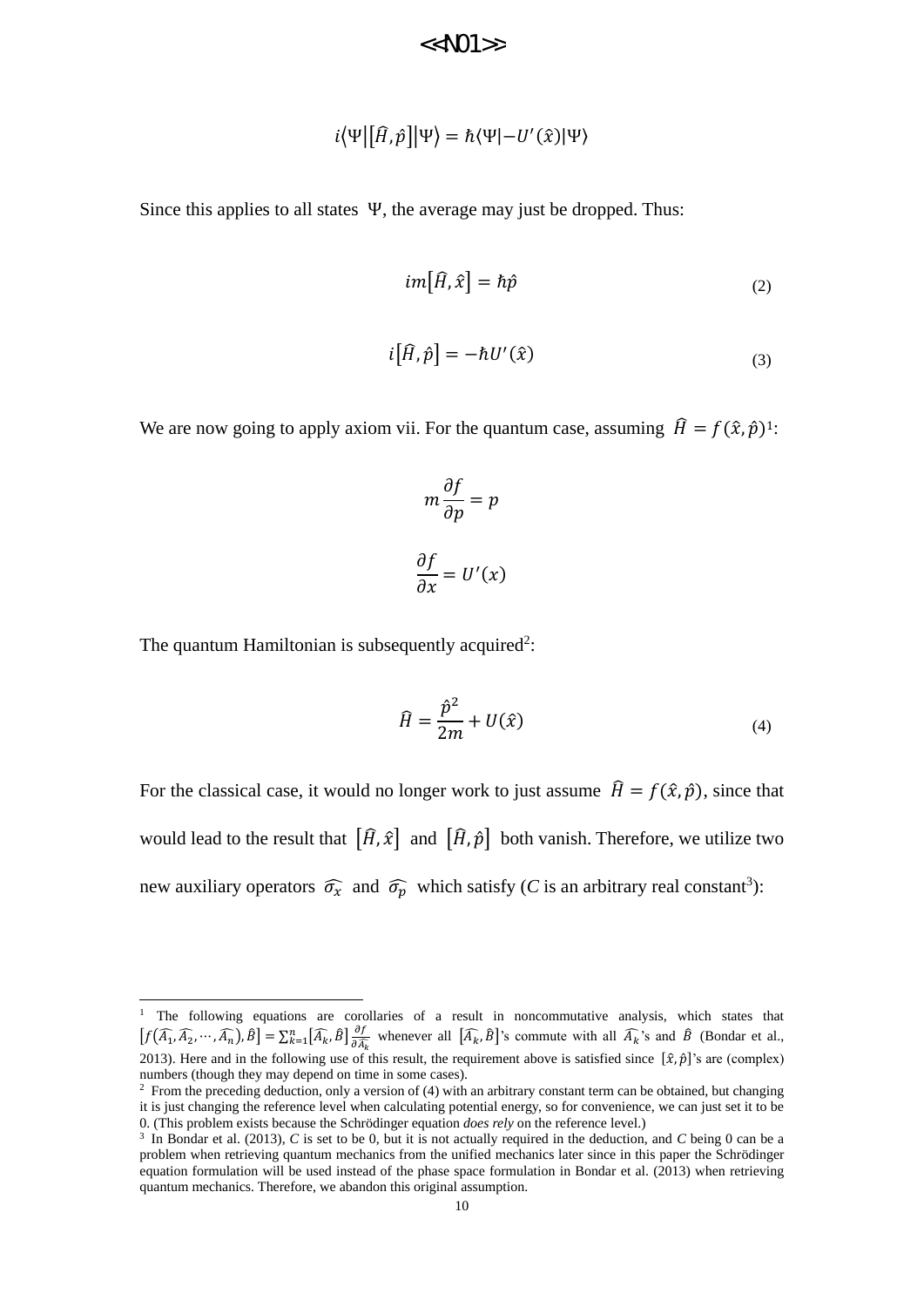$$i\langle\Psi|[\hat{H},\hat{p}]|\Psi\rangle = \hbar\langle\Psi|-U'(\hat{x})|\Psi\rangle$$

Since this applies to all states $\Psi$, the average may just be dropped. Thus:

$$im[\hat{H},\hat{x}] = \hbar\hat{p} \tag{2}$$

$$i[\hat{H},\hat{p}] = -\hbar U'(\hat{x}) \tag{3}$$

We are now going to apply axiom vii. For the quantum case, assuming $\hat{H} = f(\hat{x},\hat{p})$[1]:

$$m\frac{\partial f}{\partial p} = p$$

$$\frac{\partial f}{\partial x} = U'(x)$$

The quantum Hamiltonian is subsequently acquired[2]:

$$\hat{H} = \frac{\hat{p}^2}{2m} + U(\hat{x}) \tag{4}$$

For the classical case, it would no longer work to just assume $\hat{H} = f(\hat{x},\hat{p})$, since that would lead to the result that $[\hat{H},\hat{x}]$ and $[\hat{H},\hat{p}]$ both vanish. Therefore, we utilize two new auxiliary operators $\widehat{\sigma_x}$ and $\widehat{\sigma_p}$ which satisfy (*C* is an arbitrary real constant[3]):

---

[1] The following equations are corollaries of a result in noncommutative analysis, which states that $[f(\widehat{A_1},\widehat{A_2},\cdots,\widehat{A_n}),\hat{B}] = \sum_{k=1}^{n}[\widehat{A_k},\hat{B}]\frac{\partial f}{\partial \widehat{A_k}}$ whenever all $[\widehat{A_k},\hat{B}]$'s commute with all $\widehat{A_k}$'s and $\hat{B}$ (Bondar et al., 2013). Here and in the following use of this result, the requirement above is satisfied since $[\hat{x},\hat{p}]$'s are (complex) numbers (though they may depend on time in some cases).

[2] From the preceding deduction, only a version of (4) with an arbitrary constant term can be obtained, but changing it is just changing the reference level when calculating potential energy, so for convenience, we can just set it to be 0. (This problem exists because the Schrödinger equation *does rely* on the reference level.)

[3] In Bondar et al. (2013), *C* is set to be 0, but it is not actually required in the deduction, and *C* being 0 can be a problem when retrieving quantum mechanics from the unified mechanics later since in this paper the Schrödinger equation formulation will be used instead of the phase space formulation in Bondar et al. (2013) when retrieving quantum mechanics. Therefore, we abandon this original assumption.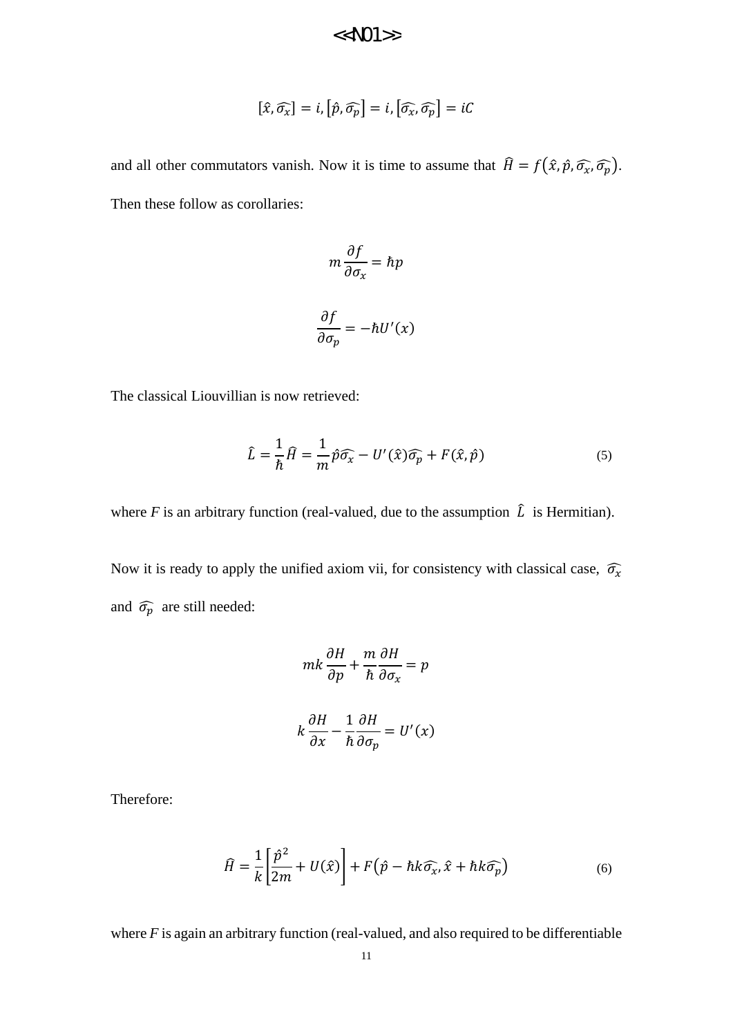$$[\hat{x}, \widehat{\sigma_x}] = i, [\hat{p}, \widehat{\sigma_p}] = i, [\widehat{\sigma_x}, \widehat{\sigma_p}] = iC$$

and all other commutators vanish. Now it is time to assume that $\widehat{H} = f(\hat{x}, \hat{p}, \widehat{\sigma_x}, \widehat{\sigma_p})$.

Then these follow as corollaries:

$$m \frac{\partial f}{\partial \sigma_x} = \hbar p$$

$$\frac{\partial f}{\partial \sigma_p} = -\hbar U'(x)$$

The classical Liouvillian is now retrieved:

$$\hat{L} = \frac{1}{\hbar} \widehat{H} = \frac{1}{m} \hat{p} \widehat{\sigma_x} - U'(\hat{x}) \widehat{\sigma_p} + F(\hat{x}, \hat{p}) \tag{5}$$

where $F$ is an arbitrary function (real-valued, due to the assumption $\hat{L}$ is Hermitian).

Now it is ready to apply the unified axiom vii, for consistency with classical case, $\widehat{\sigma_x}$ and $\widehat{\sigma_p}$ are still needed:

$$mk \frac{\partial H}{\partial p} + \frac{m}{\hbar} \frac{\partial H}{\partial \sigma_x} = p$$

$$k \frac{\partial H}{\partial x} - \frac{1}{\hbar} \frac{\partial H}{\partial \sigma_p} = U'(x)$$

Therefore:

$$\widehat{H} = \frac{1}{k} \left[ \frac{\hat{p}^2}{2m} + U(\hat{x}) \right] + F\left( \hat{p} - \hbar k \widehat{\sigma_x}, \hat{x} + \hbar k \widehat{\sigma_p} \right) \tag{6}$$

where $F$ is again an arbitrary function (real-valued, and also required to be differentiable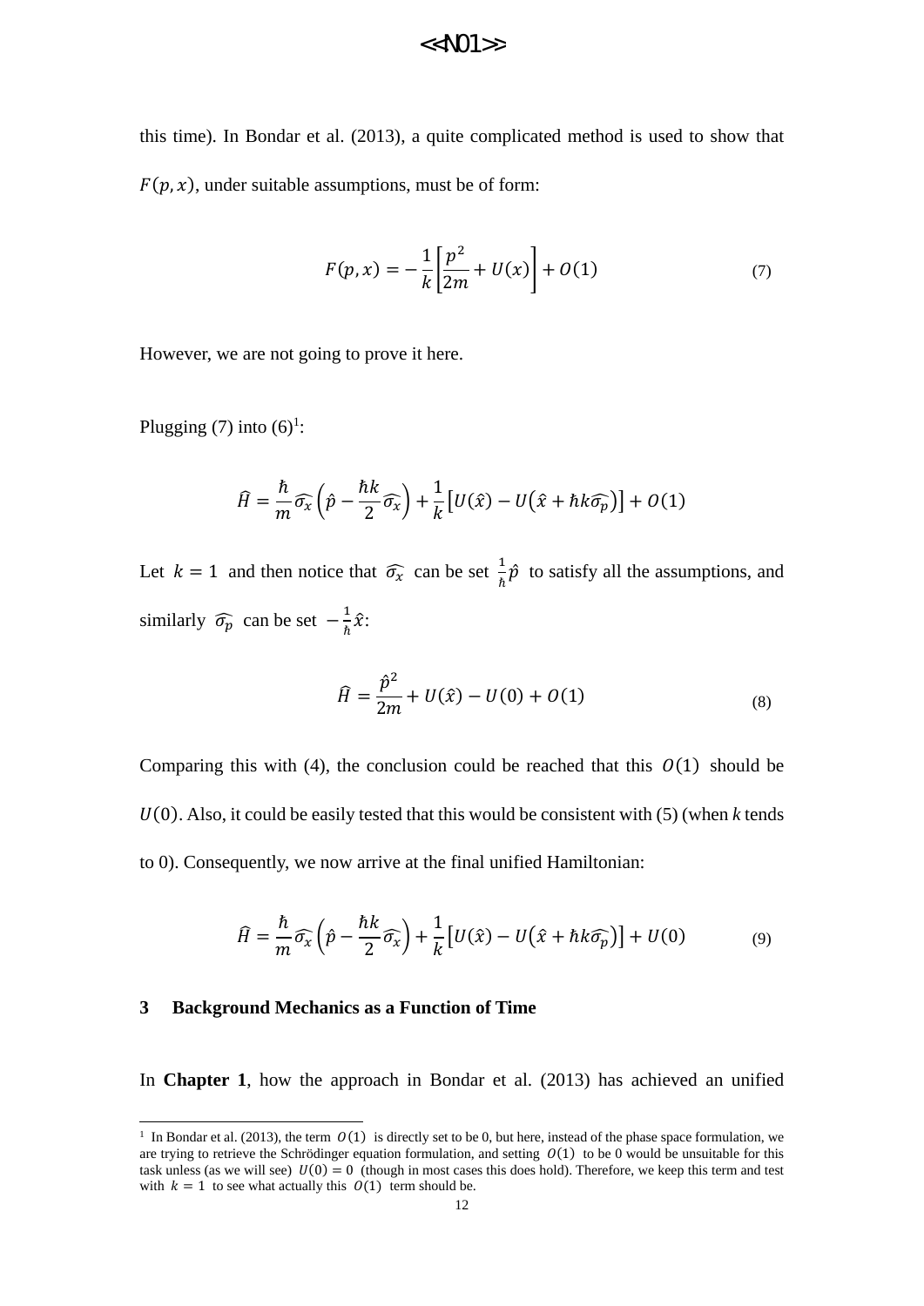this time). In Bondar et al. (2013), a quite complicated method is used to show that $F(p, x)$, under suitable assumptions, must be of form:

$$F(p, x) = -\frac{1}{k}\left[\frac{p^2}{2m} + U(x)\right] + O(1) \tag{7}$$

However, we are not going to prove it here.

Plugging (7) into (6)[1]:

$$\widehat{H} = \frac{\hbar}{m}\widehat{\sigma_x}\left(\hat{p} - \frac{\hbar k}{2}\widehat{\sigma_x}\right) + \frac{1}{k}\left[U(\hat{x}) - U\left(\hat{x} + \hbar k \widehat{\sigma_p}\right)\right] + O(1)$$

Let $k = 1$ and then notice that $\widehat{\sigma_x}$ can be set $\frac{1}{\hbar}\hat{p}$ to satisfy all the assumptions, and similarly $\widehat{\sigma_p}$ can be set $-\frac{1}{\hbar}\hat{x}$:

$$\widehat{H} = \frac{\hat{p}^2}{2m} + U(\hat{x}) - U(0) + O(1) \tag{8}$$

Comparing this with (4), the conclusion could be reached that this $O(1)$ should be $U(0)$. Also, it could be easily tested that this would be consistent with (5) (when *k* tends to 0). Consequently, we now arrive at the final unified Hamiltonian:

$$\widehat{H} = \frac{\hbar}{m}\widehat{\sigma_x}\left(\hat{p} - \frac{\hbar k}{2}\widehat{\sigma_x}\right) + \frac{1}{k}\left[U(\hat{x}) - U\left(\hat{x} + \hbar k \widehat{\sigma_p}\right)\right] + U(0) \tag{9}$$

## 3 Background Mechanics as a Function of Time

In **Chapter 1**, how the approach in Bondar et al. (2013) has achieved an unified

---

[1] In Bondar et al. (2013), the term $O(1)$ is directly set to be 0, but here, instead of the phase space formulation, we are trying to retrieve the Schrödinger equation formulation, and setting $O(1)$ to be 0 would be unsuitable for this task unless (as we will see) $U(0) = 0$ (though in most cases this does hold). Therefore, we keep this term and test with $k = 1$ to see what actually this $O(1)$ term should be.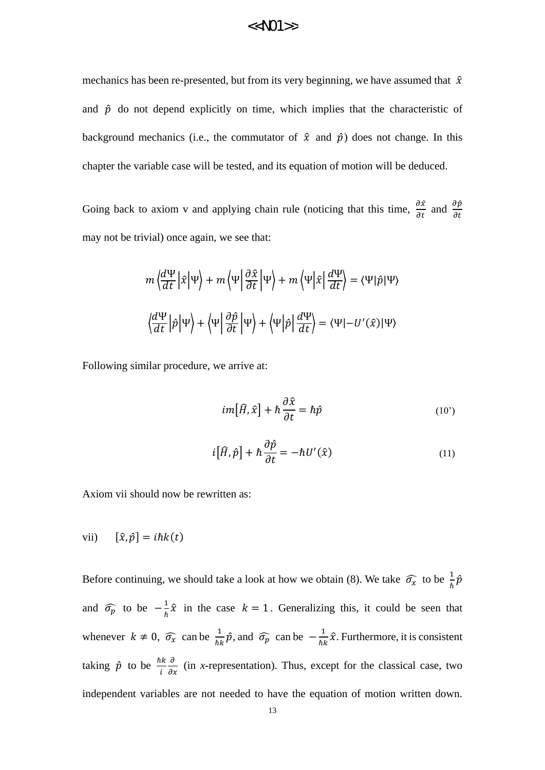mechanics has been re-presented, but from its very beginning, we have assumed that $\hat{x}$ and $\hat{p}$ do not depend explicitly on time, which implies that the characteristic of background mechanics (i.e., the commutator of $\hat{x}$ and $\hat{p}$) does not change. In this chapter the variable case will be tested, and its equation of motion will be deduced.

Going back to axiom v and applying chain rule (noticing that this time, $\frac{\partial \hat{x}}{\partial t}$ and $\frac{\partial \hat{p}}{\partial t}$ may not be trivial) once again, we see that:

$$m\left\langle \frac{d\Psi}{dt}\middle|\hat{x}\middle|\Psi\right\rangle + m\left\langle \Psi\middle|\frac{\partial \hat{x}}{\partial t}\middle|\Psi\right\rangle + m\left\langle \Psi\middle|\hat{x}\middle|\frac{d\Psi}{dt}\right\rangle = \langle\Psi|\hat{p}|\Psi\rangle$$

$$\left\langle \frac{d\Psi}{dt}\middle|\hat{p}\middle|\Psi\right\rangle + \left\langle \Psi\middle|\frac{\partial \hat{p}}{\partial t}\middle|\Psi\right\rangle + \left\langle \Psi\middle|\hat{p}\middle|\frac{d\Psi}{dt}\right\rangle = \langle\Psi|-U'(\hat{x})|\Psi\rangle$$

Following similar procedure, we arrive at:

$$im\left[\hat{H},\hat{x}\right] + \hbar\frac{\partial \hat{x}}{\partial t} = \hbar\hat{p} \tag{10'}$$

$$i\left[\hat{H},\hat{p}\right] + \hbar\frac{\partial \hat{p}}{\partial t} = -\hbar U'(\hat{x}) \tag{11}$$

Axiom vii should now be rewritten as:

vii) $[\hat{x},\hat{p}] = i\hbar k(t)$

Before continuing, we should take a look at how we obtain (8). We take $\widehat{\sigma_x}$ to be $\frac{1}{\hbar}\hat{p}$ and $\widehat{\sigma_p}$ to be $-\frac{1}{\hbar}\hat{x}$ in the case $k=1$. Generalizing this, it could be seen that whenever $k \neq 0$, $\widehat{\sigma_x}$ can be $\frac{1}{\hbar k}\hat{p}$, and $\widehat{\sigma_p}$ can be $-\frac{1}{\hbar k}\hat{x}$. Furthermore, it is consistent taking $\hat{p}$ to be $\frac{\hbar k}{i}\frac{\partial}{\partial x}$ (in *x*-representation). Thus, except for the classical case, two independent variables are not needed to have the equation of motion written down.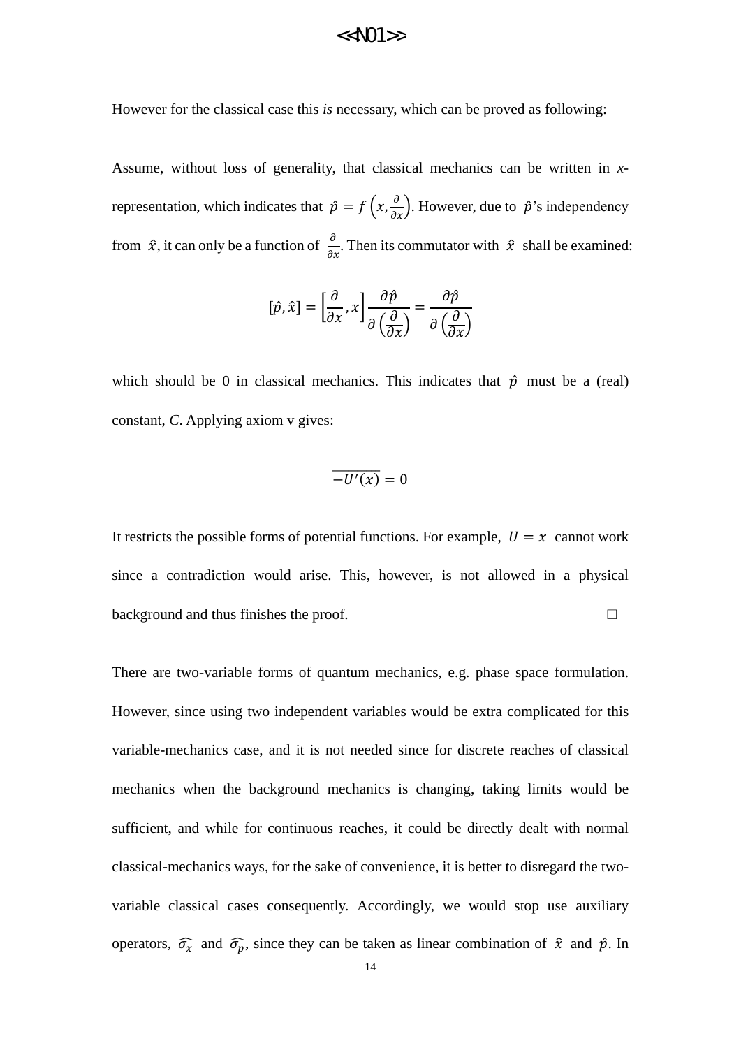However for the classical case this *is* necessary, which can be proved as following:

Assume, without loss of generality, that classical mechanics can be written in *x*-representation, which indicates that $\hat{p} = f\left(x, \frac{\partial}{\partial x}\right)$. However, due to $\hat{p}$'s independency from $\hat{x}$, it can only be a function of $\frac{\partial}{\partial x}$. Then its commutator with $\hat{x}$ shall be examined:

$$[\hat{p}, \hat{x}] = \left[\frac{\partial}{\partial x}, x\right] \frac{\partial \hat{p}}{\partial \left(\frac{\partial}{\partial x}\right)} = \frac{\partial \hat{p}}{\partial \left(\frac{\partial}{\partial x}\right)}$$

which should be 0 in classical mechanics. This indicates that $\hat{p}$ must be a (real) constant, *C*. Applying axiom v gives:

$$\overline{-U'(x)} = 0$$

It restricts the possible forms of potential functions. For example, $U = x$ cannot work since a contradiction would arise. This, however, is not allowed in a physical background and thus finishes the proof. □

There are two-variable forms of quantum mechanics, e.g. phase space formulation. However, since using two independent variables would be extra complicated for this variable-mechanics case, and it is not needed since for discrete reaches of classical mechanics when the background mechanics is changing, taking limits would be sufficient, and while for continuous reaches, it could be directly dealt with normal classical-mechanics ways, for the sake of convenience, it is better to disregard the two-variable classical cases consequently. Accordingly, we would stop use auxiliary operators, $\widehat{\sigma_x}$ and $\widehat{\sigma_p}$, since they can be taken as linear combination of $\hat{x}$ and $\hat{p}$. In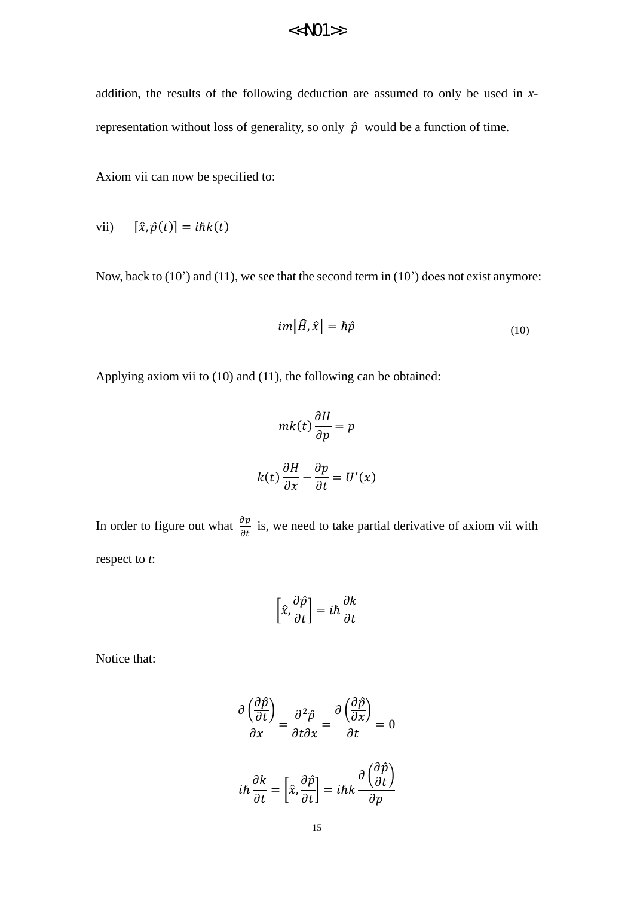addition, the results of the following deduction are assumed to only be used in *x*-representation without loss of generality, so only $\hat{p}$ would be a function of time.

Axiom vii can now be specified to:

vii) $[\hat{x}, \hat{p}(t)] = i\hbar k(t)$

Now, back to (10') and (11), we see that the second term in (10') does not exist anymore:

$$im\left[\hat{H}, \hat{x}\right] = \hbar\hat{p} \tag{10}$$

Applying axiom vii to (10) and (11), the following can be obtained:

$$mk(t)\frac{\partial H}{\partial p} = p$$

$$k(t)\frac{\partial H}{\partial x} - \frac{\partial p}{\partial t} = U'(x)$$

In order to figure out what $\frac{\partial p}{\partial t}$ is, we need to take partial derivative of axiom vii with respect to *t*:

$$\left[\hat{x}, \frac{\partial \hat{p}}{\partial t}\right] = i\hbar\frac{\partial k}{\partial t}$$

Notice that:

$$\frac{\partial\left(\frac{\partial \hat{p}}{\partial t}\right)}{\partial x} = \frac{\partial^2 \hat{p}}{\partial t \partial x} = \frac{\partial\left(\frac{\partial \hat{p}}{\partial x}\right)}{\partial t} = 0$$

$$i\hbar\frac{\partial k}{\partial t} = \left[\hat{x}, \frac{\partial \hat{p}}{\partial t}\right] = i\hbar k\frac{\partial\left(\frac{\partial \hat{p}}{\partial t}\right)}{\partial p}$$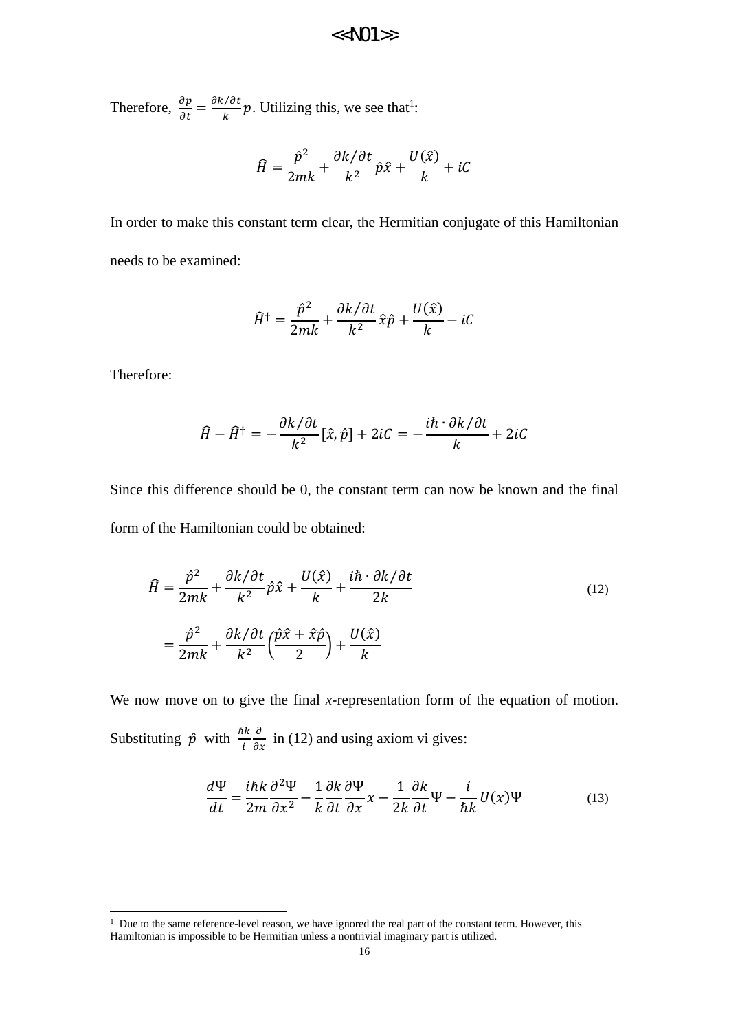Therefore, $\frac{\partial p}{\partial t} = \frac{\partial k/\partial t}{k} p$. Utilizing this, we see that[1]:

$$\hat{H} = \frac{\hat{p}^2}{2mk} + \frac{\partial k/\partial t}{k^2} \hat{p}\hat{x} + \frac{U(\hat{x})}{k} + iC$$

In order to make this constant term clear, the Hermitian conjugate of this Hamiltonian needs to be examined:

$$\hat{H}^\dagger = \frac{\hat{p}^2}{2mk} + \frac{\partial k/\partial t}{k^2} \hat{x}\hat{p} + \frac{U(\hat{x})}{k} - iC$$

Therefore:

$$\hat{H} - \hat{H}^\dagger = -\frac{\partial k/\partial t}{k^2} [\hat{x}, \hat{p}] + 2iC = -\frac{i\hbar \cdot \partial k/\partial t}{k} + 2iC$$

Since this difference should be 0, the constant term can now be known and the final form of the Hamiltonian could be obtained:

$$\hat{H} = \frac{\hat{p}^2}{2mk} + \frac{\partial k/\partial t}{k^2} \hat{p}\hat{x} + \frac{U(\hat{x})}{k} + \frac{i\hbar \cdot \partial k/\partial t}{2k} \tag{12}$$

$$= \frac{\hat{p}^2}{2mk} + \frac{\partial k/\partial t}{k^2} \left( \frac{\hat{p}\hat{x} + \hat{x}\hat{p}}{2} \right) + \frac{U(\hat{x})}{k}$$

We now move on to give the final *x*-representation form of the equation of motion. Substituting $\hat{p}$ with $\frac{\hbar k}{i} \frac{\partial}{\partial x}$ in (12) and using axiom vi gives:

$$\frac{d\Psi}{dt} = \frac{i\hbar k}{2m} \frac{\partial^2 \Psi}{\partial x^2} - \frac{1}{k} \frac{\partial k}{\partial t} \frac{\partial \Psi}{\partial x} x - \frac{1}{2k} \frac{\partial k}{\partial t} \Psi - \frac{i}{\hbar k} U(x) \Psi \tag{13}$$

---

[1] Due to the same reference-level reason, we have ignored the real part of the constant term. However, this Hamiltonian is impossible to be Hermitian unless a nontrivial imaginary part is utilized.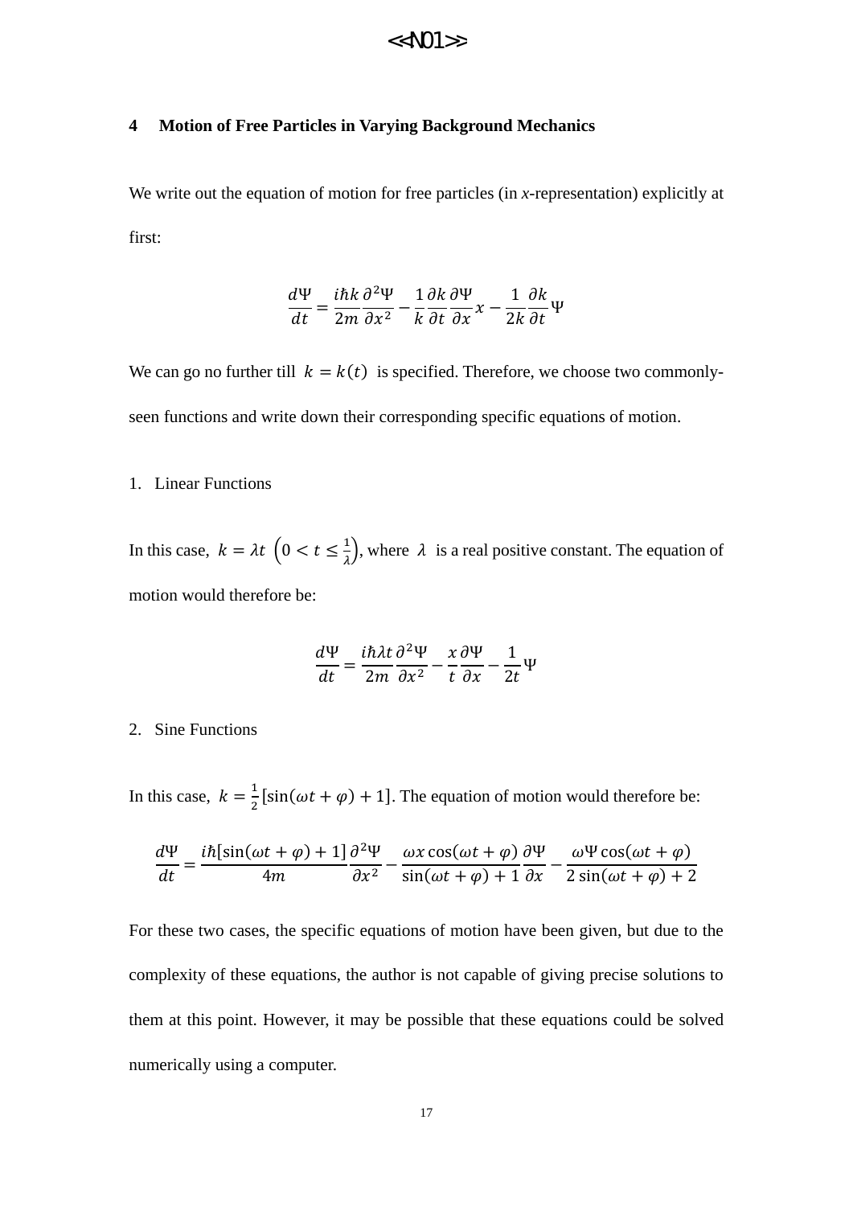## 4 Motion of Free Particles in Varying Background Mechanics

We write out the equation of motion for free particles (in *x*-representation) explicitly at first:

$$\frac{d\Psi}{dt} = \frac{i\hbar k}{2m}\frac{\partial^2\Psi}{\partial x^2} - \frac{1}{k}\frac{\partial k}{\partial t}\frac{\partial\Psi}{\partial x}x - \frac{1}{2k}\frac{\partial k}{\partial t}\Psi$$

We can go no further till $k = k(t)$ is specified. Therefore, we choose two commonly-seen functions and write down their corresponding specific equations of motion.

1. Linear Functions

In this case, $k = \lambda t \left(0 < t \leq \frac{1}{\lambda}\right)$, where $\lambda$ is a real positive constant. The equation of motion would therefore be:

$$\frac{d\Psi}{dt} = \frac{i\hbar\lambda t}{2m}\frac{\partial^2\Psi}{\partial x^2} - \frac{x}{t}\frac{\partial\Psi}{\partial x} - \frac{1}{2t}\Psi$$

2. Sine Functions

In this case, $k = \frac{1}{2}[\sin(\omega t + \varphi) + 1]$. The equation of motion would therefore be:

$$\frac{d\Psi}{dt} = \frac{i\hbar[\sin(\omega t + \varphi) + 1]}{4m}\frac{\partial^2\Psi}{\partial x^2} - \frac{\omega x\cos(\omega t + \varphi)}{\sin(\omega t + \varphi) + 1}\frac{\partial\Psi}{\partial x} - \frac{\omega\Psi\cos(\omega t + \varphi)}{2\sin(\omega t + \varphi) + 2}$$

For these two cases, the specific equations of motion have been given, but due to the complexity of these equations, the author is not capable of giving precise solutions to them at this point. However, it may be possible that these equations could be solved numerically using a computer.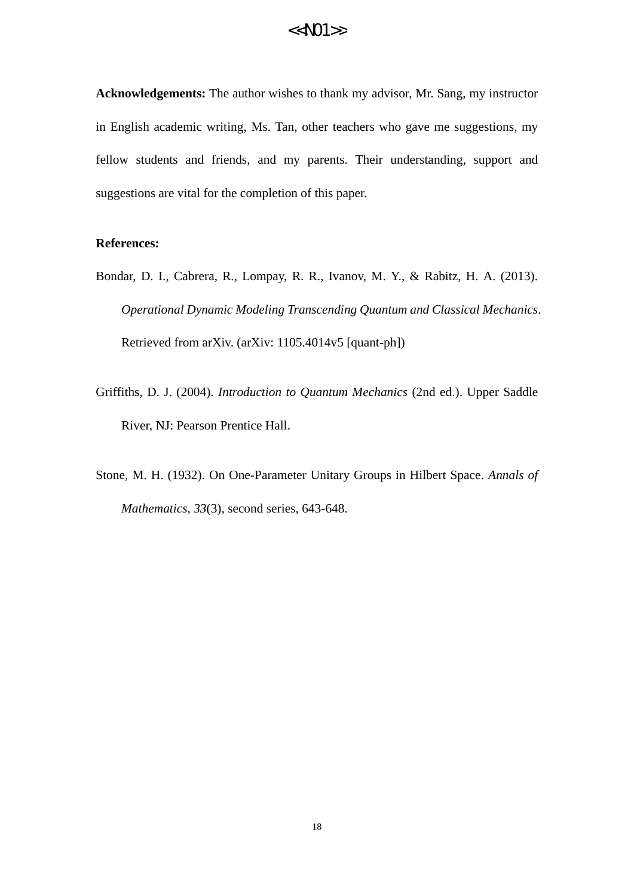**Acknowledgements:** The author wishes to thank my advisor, Mr. Sang, my instructor in English academic writing, Ms. Tan, other teachers who gave me suggestions, my fellow students and friends, and my parents. Their understanding, support and suggestions are vital for the completion of this paper.

**References:**

Bondar, D. I., Cabrera, R., Lompay, R. R., Ivanov, M. Y., & Rabitz, H. A. (2013). *Operational Dynamic Modeling Transcending Quantum and Classical Mechanics*. Retrieved from arXiv. (arXiv: 1105.4014v5 [quant-ph])

Griffiths, D. J. (2004). *Introduction to Quantum Mechanics* (2nd ed.). Upper Saddle River, NJ: Pearson Prentice Hall.

Stone, M. H. (1932). On One-Parameter Unitary Groups in Hilbert Space. *Annals of Mathematics, 33*(3), second series, 643-648.